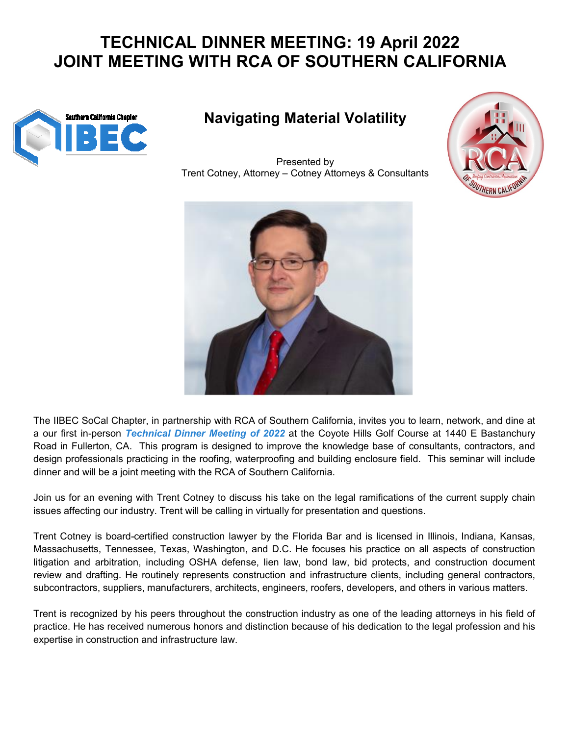# TECHNICAL DINNER MEETING: 19 April 2022
# JOINT MEETING WITH RCA OF SOUTHERN CALIFORNIA

## Navigating Material Volatility

Presented by
Trent Cotney, Attorney – Cotney Attorneys & Consultants

The IIBEC SoCal Chapter, in partnership with RCA of Southern California, invites you to learn, network, and dine at a our first in-person ***Technical Dinner Meeting of 2022*** at the Coyote Hills Golf Course at 1440 E Bastanchury Road in Fullerton, CA. This program is designed to improve the knowledge base of consultants, contractors, and design professionals practicing in the roofing, waterproofing and building enclosure field. This seminar will include dinner and will be a joint meeting with the RCA of Southern California.

Join us for an evening with Trent Cotney to discuss his take on the legal ramifications of the current supply chain issues affecting our industry. Trent will be calling in virtually for presentation and questions.

Trent Cotney is board-certified construction lawyer by the Florida Bar and is licensed in Illinois, Indiana, Kansas, Massachusetts, Tennessee, Texas, Washington, and D.C. He focuses his practice on all aspects of construction litigation and arbitration, including OSHA defense, lien law, bond law, bid protects, and construction document review and drafting. He routinely represents construction and infrastructure clients, including general contractors, subcontractors, suppliers, manufacturers, architects, engineers, roofers, developers, and others in various matters.

Trent is recognized by his peers throughout the construction industry as one of the leading attorneys in his field of practice. He has received numerous honors and distinction because of his dedication to the legal profession and his expertise in construction and infrastructure law.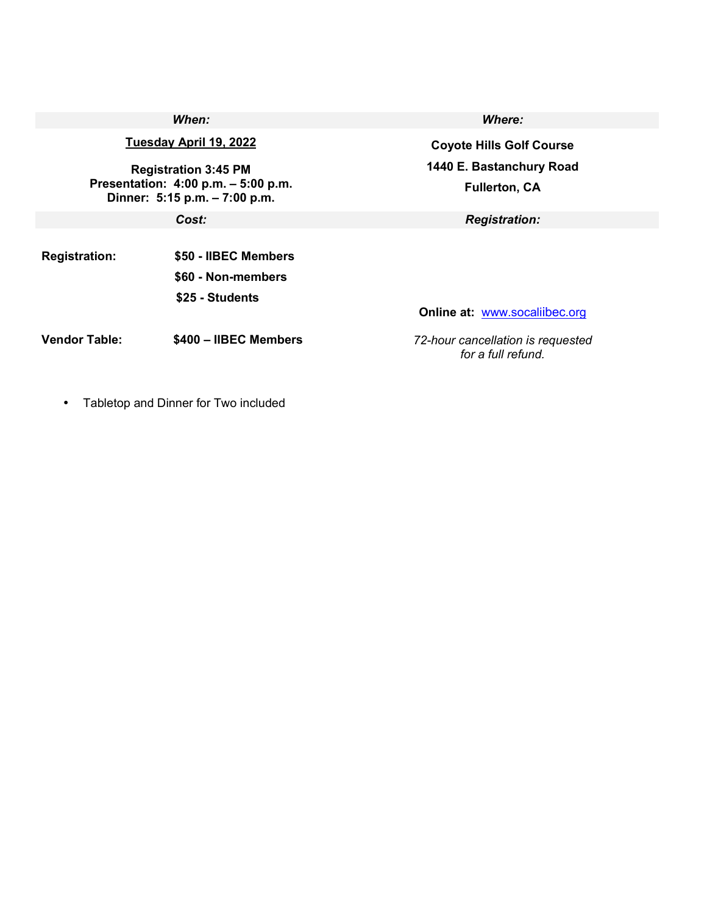| *When:* | *Where:* |
|---|---|
| <u>**Tuesday April 19, 2022**</u><br><br>**Registration 3:45 PM**<br>**Presentation: 4:00 p.m. – 5:00 p.m.**<br>**Dinner: 5:15 p.m. – 7:00 p.m.** | **Coyote Hills Golf Course**<br>**1440 E. Bastanchury Road**<br>**Fullerton, CA** |
| ***Cost:*** | ***Registration:*** |
| **Registration:** **$50 - IIBEC Members**<br>**$60 - Non-members**<br>**$25 - Students**<br><br>**Vendor Table:** **$400 – IIBEC Members** | **Online at:** [www.socaliibec.org](http://www.socaliibec.org)<br><br>*72-hour cancellation is requested for a full refund.* |

- Tabletop and Dinner for Two included